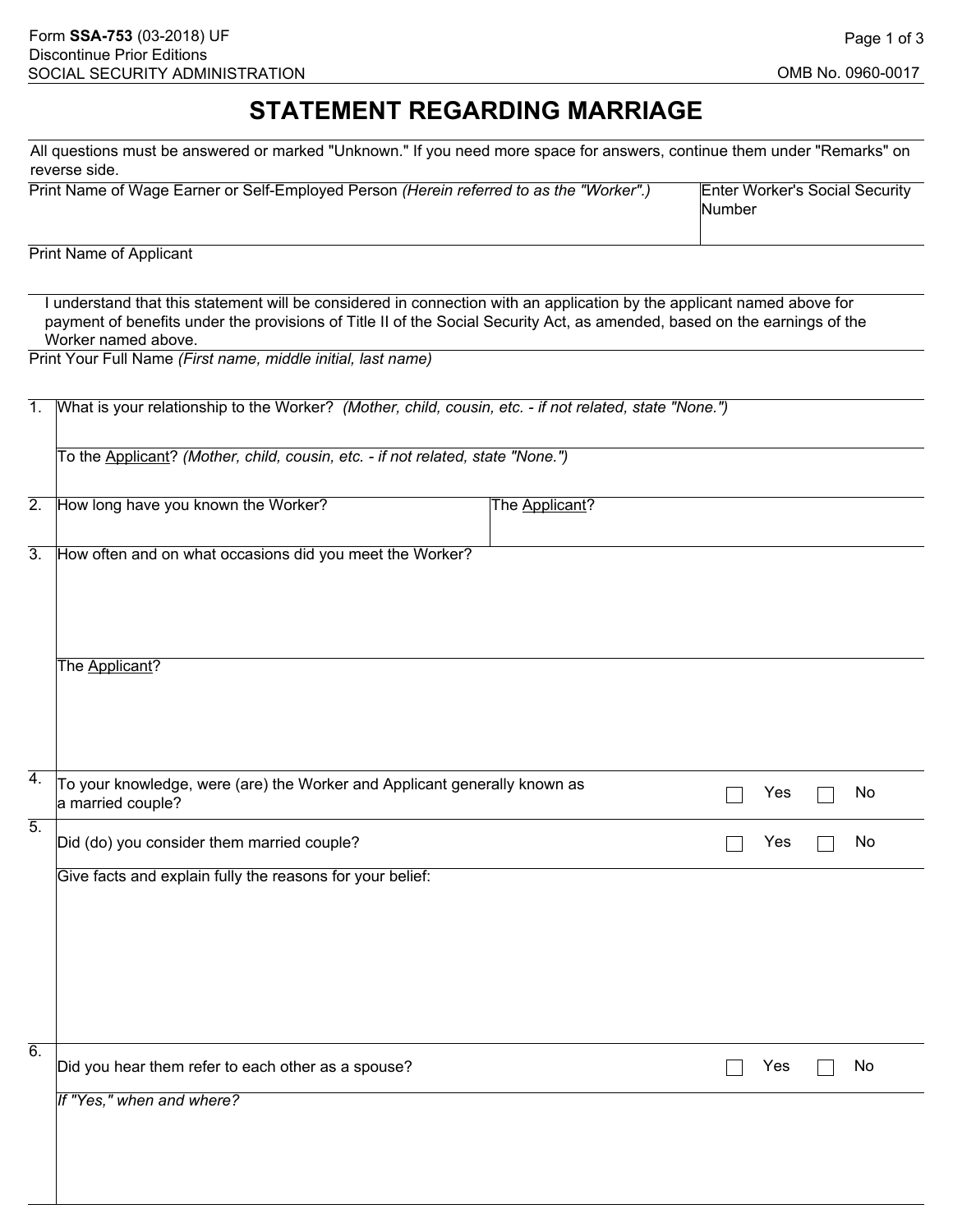Form **SSA-753** (03-2018) UF
Discontinue Prior Editions
SOCIAL SECURITY ADMINISTRATION

OMB No. 0960-0017

# STATEMENT REGARDING MARRIAGE

All questions must be answered or marked "Unknown." If you need more space for answers, continue them under "Remarks" on reverse side.

| Print Name of Wage Earner or Self-Employed Person *(Herein referred to as the "Worker".)* | Enter Worker's Social Security Number |
|---|---|
| | |

Print Name of Applicant

I understand that this statement will be considered in connection with an application by the applicant named above for payment of benefits under the provisions of Title II of the Social Security Act, as amended, based on the earnings of the Worker named above.

Print Your Full Name *(First name, middle initial, last name)*

1. What is your relationship to the Worker? *(Mother, child, cousin, etc. - if not related, state "None.")*

   To the Applicant? *(Mother, child, cousin, etc. - if not related, state "None.")*

2. How long have you known the Worker? The Applicant?

3. How often and on what occasions did you meet the Worker?

   The Applicant?

4. To your knowledge, were (are) the Worker and Applicant generally known as a married couple? ☐ Yes ☐ No

5. Did (do) you consider them married couple? ☐ Yes ☐ No

   Give facts and explain fully the reasons for your belief:

6. Did you hear them refer to each other as a spouse? ☐ Yes ☐ No

   *If "Yes," when and where?*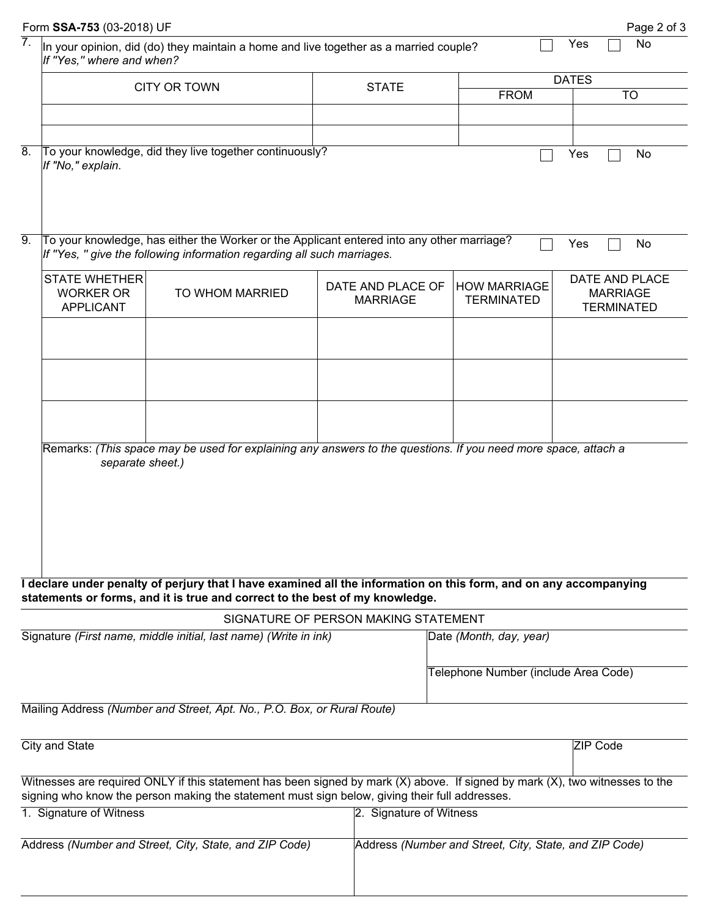7. In your opinion, did (do) they maintain a home and live together as a married couple? ☐ Yes ☐ No
*If "Yes," where and when?*

| CITY OR TOWN | STATE | DATES | |
|---|---|---|---|
| | | FROM | TO |
| | | | |
| | | | |

8. To your knowledge, did they live together continuously? ☐ Yes ☐ No
*If "No," explain.*

9. To your knowledge, has either the Worker or the Applicant entered into any other marriage? ☐ Yes ☐ No
*If "Yes, " give the following information regarding all such marriages.*

| STATE WHETHER WORKER OR APPLICANT | TO WHOM MARRIED | DATE AND PLACE OF MARRIAGE | HOW MARRIAGE TERMINATED | DATE AND PLACE MARRIAGE TERMINATED |
|---|---|---|---|---|
| | | | | |
| | | | | |
| | | | | |

Remarks: *(This space may be used for explaining any answers to the questions. If you need more space, attach a separate sheet.)*

**I declare under penalty of perjury that I have examined all the information on this form, and on any accompanying statements or forms, and it is true and correct to the best of my knowledge.**

SIGNATURE OF PERSON MAKING STATEMENT

| Signature *(First name, middle initial, last name) (Write in ink)* | Date *(Month, day, year)* |
|---|---|
| | Telephone Number (include Area Code) |

Mailing Address *(Number and Street, Apt. No., P.O. Box, or Rural Route)*

| City and State | ZIP Code |
|---|---|
| | |

Witnesses are required ONLY if this statement has been signed by mark (X) above. If signed by mark (X), two witnesses to the signing who know the person making the statement must sign below, giving their full addresses.

| 1. Signature of Witness | 2. Signature of Witness |
|---|---|
| Address *(Number and Street, City, State, and ZIP Code)* | Address *(Number and Street, City, State, and ZIP Code)* |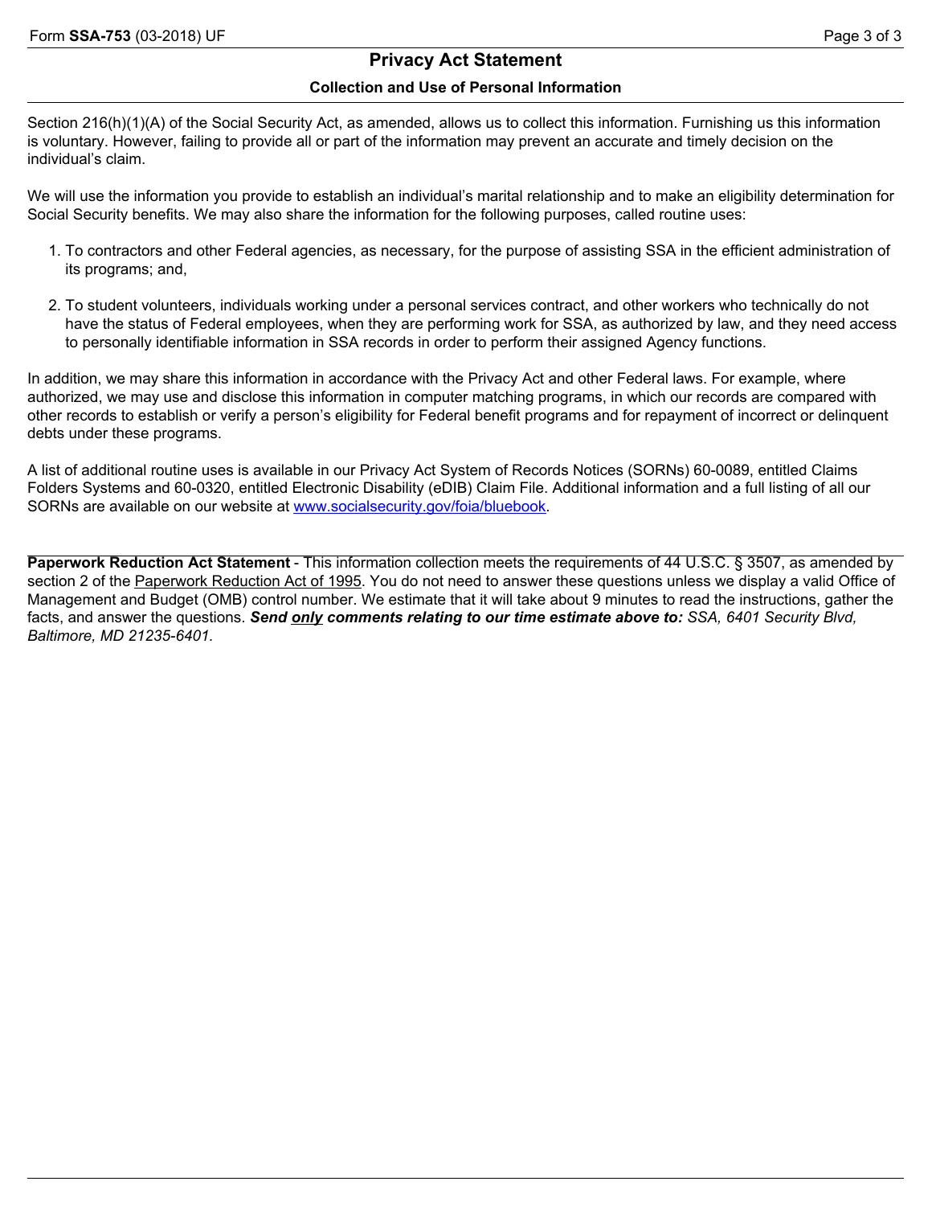## Privacy Act Statement

### Collection and Use of Personal Information

Section 216(h)(1)(A) of the Social Security Act, as amended, allows us to collect this information. Furnishing us this information is voluntary. However, failing to provide all or part of the information may prevent an accurate and timely decision on the individual's claim.

We will use the information you provide to establish an individual's marital relationship and to make an eligibility determination for Social Security benefits. We may also share the information for the following purposes, called routine uses:

1. To contractors and other Federal agencies, as necessary, for the purpose of assisting SSA in the efficient administration of its programs; and,

2. To student volunteers, individuals working under a personal services contract, and other workers who technically do not have the status of Federal employees, when they are performing work for SSA, as authorized by law, and they need access to personally identifiable information in SSA records in order to perform their assigned Agency functions.

In addition, we may share this information in accordance with the Privacy Act and other Federal laws. For example, where authorized, we may use and disclose this information in computer matching programs, in which our records are compared with other records to establish or verify a person's eligibility for Federal benefit programs and for repayment of incorrect or delinquent debts under these programs.

A list of additional routine uses is available in our Privacy Act System of Records Notices (SORNs) 60-0089, entitled Claims Folders Systems and 60-0320, entitled Electronic Disability (eDIB) Claim File. Additional information and a full listing of all our SORNs are available on our website at [www.socialsecurity.gov/foia/bluebook](www.socialsecurity.gov/foia/bluebook).

**Paperwork Reduction Act Statement** - This information collection meets the requirements of 44 U.S.C. § 3507, as amended by section 2 of the Paperwork Reduction Act of 1995. You do not need to answer these questions unless we display a valid Office of Management and Budget (OMB) control number. We estimate that it will take about 9 minutes to read the instructions, gather the facts, and answer the questions. ***Send only comments relating to our time estimate above to:*** *SSA, 6401 Security Blvd, Baltimore, MD 21235-6401.*